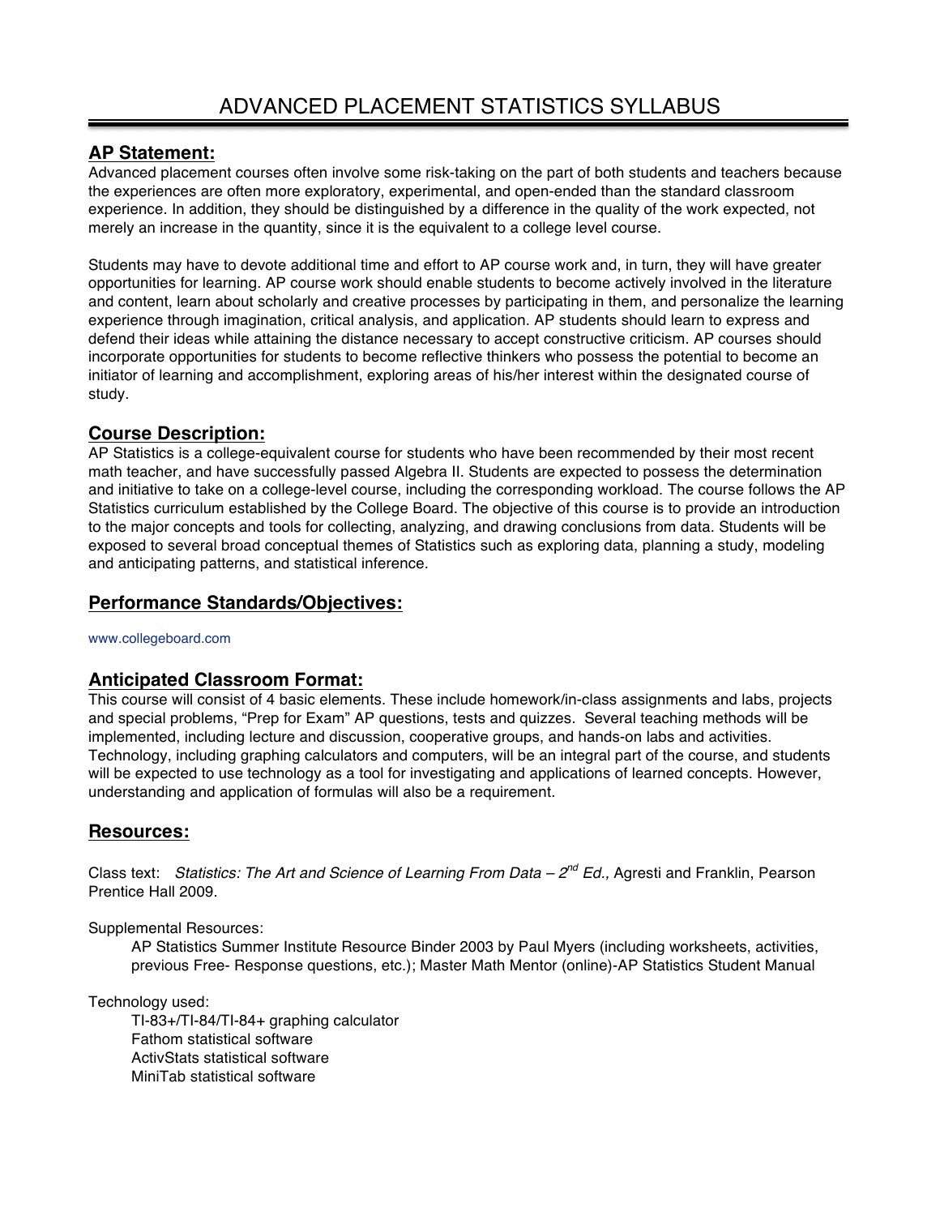# ADVANCED PLACEMENT STATISTICS SYLLABUS

## AP Statement:

Advanced placement courses often involve some risk-taking on the part of both students and teachers because the experiences are often more exploratory, experimental, and open-ended than the standard classroom experience. In addition, they should be distinguished by a difference in the quality of the work expected, not merely an increase in the quantity, since it is the equivalent to a college level course.

Students may have to devote additional time and effort to AP course work and, in turn, they will have greater opportunities for learning. AP course work should enable students to become actively involved in the literature and content, learn about scholarly and creative processes by participating in them, and personalize the learning experience through imagination, critical analysis, and application. AP students should learn to express and defend their ideas while attaining the distance necessary to accept constructive criticism. AP courses should incorporate opportunities for students to become reflective thinkers who possess the potential to become an initiator of learning and accomplishment, exploring areas of his/her interest within the designated course of study.

## Course Description:

AP Statistics is a college-equivalent course for students who have been recommended by their most recent math teacher, and have successfully passed Algebra II. Students are expected to possess the determination and initiative to take on a college-level course, including the corresponding workload. The course follows the AP Statistics curriculum established by the College Board. The objective of this course is to provide an introduction to the major concepts and tools for collecting, analyzing, and drawing conclusions from data. Students will be exposed to several broad conceptual themes of Statistics such as exploring data, planning a study, modeling and anticipating patterns, and statistical inference.

## Performance Standards/Objectives:

www.collegeboard.com

## Anticipated Classroom Format:

This course will consist of 4 basic elements. These include homework/in-class assignments and labs, projects and special problems, "Prep for Exam" AP questions, tests and quizzes. Several teaching methods will be implemented, including lecture and discussion, cooperative groups, and hands-on labs and activities. Technology, including graphing calculators and computers, will be an integral part of the course, and students will be expected to use technology as a tool for investigating and applications of learned concepts. However, understanding and application of formulas will also be a requirement.

## Resources:

Class text: *Statistics: The Art and Science of Learning From Data – 2nd Ed.,* Agresti and Franklin, Pearson Prentice Hall 2009.

Supplemental Resources:

AP Statistics Summer Institute Resource Binder 2003 by Paul Myers (including worksheets, activities, previous Free- Response questions, etc.); Master Math Mentor (online)-AP Statistics Student Manual

Technology used:

TI-83+/TI-84/TI-84+ graphing calculator
Fathom statistical software
ActivStats statistical software
MiniTab statistical software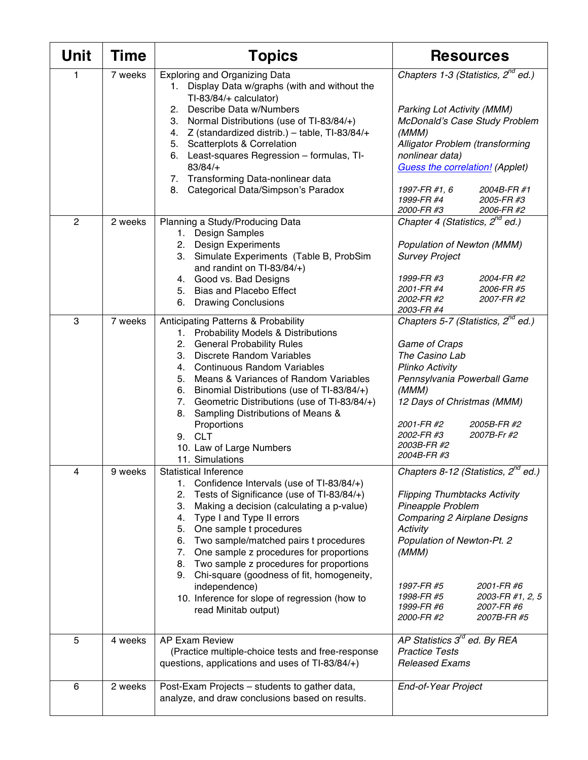| Unit | Time | Topics | Resources |
|---|---|---|---|
| 1 | 7 weeks | Exploring and Organizing Data<br>1. Display Data w/graphs (with and without the TI-83/84/+ calculator)<br>2. Describe Data w/Numbers<br>3. Normal Distributions (use of TI-83/84/+)<br>4. Z (standardized distrib.) – table, TI-83/84/+<br>5. Scatterplots & Correlation<br>6. Least-squares Regression – formulas, TI-83/84/+<br>7. Transforming Data-nonlinear data<br>8. Categorical Data/Simpson's Paradox | *Chapters 1-3 (Statistics, 2nd ed.)*<br><br>*Parking Lot Activity (MMM)*<br>*McDonald's Case Study Problem (MMM)*<br>*Alligator Problem (transforming nonlinear data)*<br>*Guess the correlation! (Applet)*<br><br>*1997-FR #1, 6*<br>*1999-FR #4*<br>*2000-FR #3*<br>*2004B-FR #1*<br>*2005-FR #3*<br>*2006-FR #2* |
| 2 | 2 weeks | Planning a Study/Producing Data<br>1. Design Samples<br>2. Design Experiments<br>3. Simulate Experiments (Table B, ProbSim and randint on TI-83/84/+)<br>4. Good vs. Bad Designs<br>5. Bias and Placebo Effect<br>6. Drawing Conclusions | *Chapter 4 (Statistics, 2nd ed.)*<br><br>*Population of Newton (MMM)*<br>*Survey Project*<br><br>*1999-FR #3*<br>*2001-FR #4*<br>*2002-FR #2*<br>*2003-FR #4*<br>*2004-FR #2*<br>*2006-FR #5*<br>*2007-FR #2* |
| 3 | 7 weeks | Anticipating Patterns & Probability<br>1. Probability Models & Distributions<br>2. General Probability Rules<br>3. Discrete Random Variables<br>4. Continuous Random Variables<br>5. Means & Variances of Random Variables<br>6. Binomial Distributions (use of TI-83/84/+)<br>7. Geometric Distributions (use of TI-83/84/+)<br>8. Sampling Distributions of Means & Proportions<br>9. CLT<br>10. Law of Large Numbers<br>11. Simulations | *Chapters 5-7 (Statistics, 2nd ed.)*<br><br>*Game of Craps*<br>*The Casino Lab*<br>*Plinko Activity*<br>*Pennsylvania Powerball Game (MMM)*<br>*12 Days of Christmas (MMM)*<br><br>*2001-FR #2*<br>*2002-FR #3*<br>*2003B-FR #2*<br>*2004B-FR #3*<br>*2005B-FR #2*<br>*2007B-Fr #2* |
| 4 | 9 weeks | Statistical Inference<br>1. Confidence Intervals (use of TI-83/84/+)<br>2. Tests of Significance (use of TI-83/84/+)<br>3. Making a decision (calculating a p-value)<br>4. Type I and Type II errors<br>5. One sample t procedures<br>6. Two sample/matched pairs t procedures<br>7. One sample z procedures for proportions<br>8. Two sample z procedures for proportions<br>9. Chi-square (goodness of fit, homogeneity, independence)<br>10. Inference for slope of regression (how to read Minitab output) | *Chapters 8-12 (Statistics, 2nd ed.)*<br><br>*Flipping Thumbtacks Activity*<br>*Pineapple Problem*<br>*Comparing 2 Airplane Designs Activity*<br>*Population of Newton-Pt. 2 (MMM)*<br><br>*1997-FR #5*<br>*1998-FR #5*<br>*1999-FR #6*<br>*2000-FR #2*<br>*2001-FR #6*<br>*2003-FR #1, 2, 5*<br>*2007-FR #6*<br>*2007B-FR #5* |
| 5 | 4 weeks | AP Exam Review<br>(Practice multiple-choice tests and free-response questions, applications and uses of TI-83/84/+) | *AP Statistics 3rd ed. By REA*<br>*Practice Tests*<br>*Released Exams* |
| 6 | 2 weeks | Post-Exam Projects – students to gather data, analyze, and draw conclusions based on results. | *End-of-Year Project* |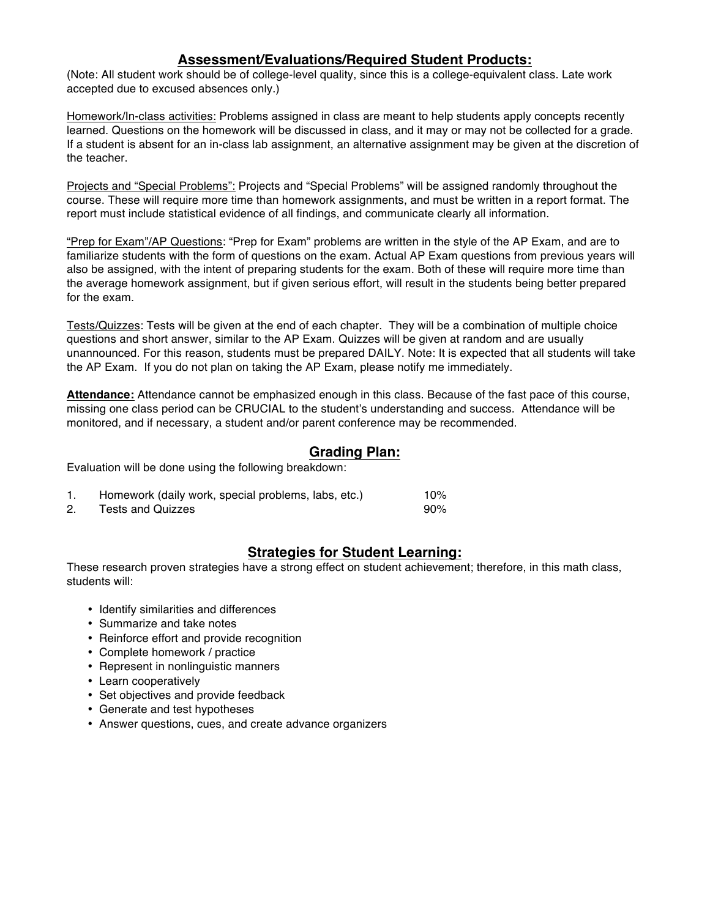## Assessment/Evaluations/Required Student Products:

(Note: All student work should be of college-level quality, since this is a college-equivalent class. Late work accepted due to excused absences only.)

Homework/In-class activities: Problems assigned in class are meant to help students apply concepts recently learned. Questions on the homework will be discussed in class, and it may or may not be collected for a grade. If a student is absent for an in-class lab assignment, an alternative assignment may be given at the discretion of the teacher.

Projects and "Special Problems": Projects and "Special Problems" will be assigned randomly throughout the course. These will require more time than homework assignments, and must be written in a report format. The report must include statistical evidence of all findings, and communicate clearly all information.

"Prep for Exam"/AP Questions: "Prep for Exam" problems are written in the style of the AP Exam, and are to familiarize students with the form of questions on the exam. Actual AP Exam questions from previous years will also be assigned, with the intent of preparing students for the exam. Both of these will require more time than the average homework assignment, but if given serious effort, will result in the students being better prepared for the exam.

Tests/Quizzes: Tests will be given at the end of each chapter. They will be a combination of multiple choice questions and short answer, similar to the AP Exam. Quizzes will be given at random and are usually unannounced. For this reason, students must be prepared DAILY. Note: It is expected that all students will take the AP Exam. If you do not plan on taking the AP Exam, please notify me immediately.

**Attendance:** Attendance cannot be emphasized enough in this class. Because of the fast pace of this course, missing one class period can be CRUCIAL to the student's understanding and success. Attendance will be monitored, and if necessary, a student and/or parent conference may be recommended.

## Grading Plan:

Evaluation will be done using the following breakdown:

| | | |
|---|---|---|
| 1. | Homework (daily work, special problems, labs, etc.) | 10% |
| 2. | Tests and Quizzes | 90% |

## Strategies for Student Learning:

These research proven strategies have a strong effect on student achievement; therefore, in this math class, students will:

- Identify similarities and differences
- Summarize and take notes
- Reinforce effort and provide recognition
- Complete homework / practice
- Represent in nonlinguistic manners
- Learn cooperatively
- Set objectives and provide feedback
- Generate and test hypotheses
- Answer questions, cues, and create advance organizers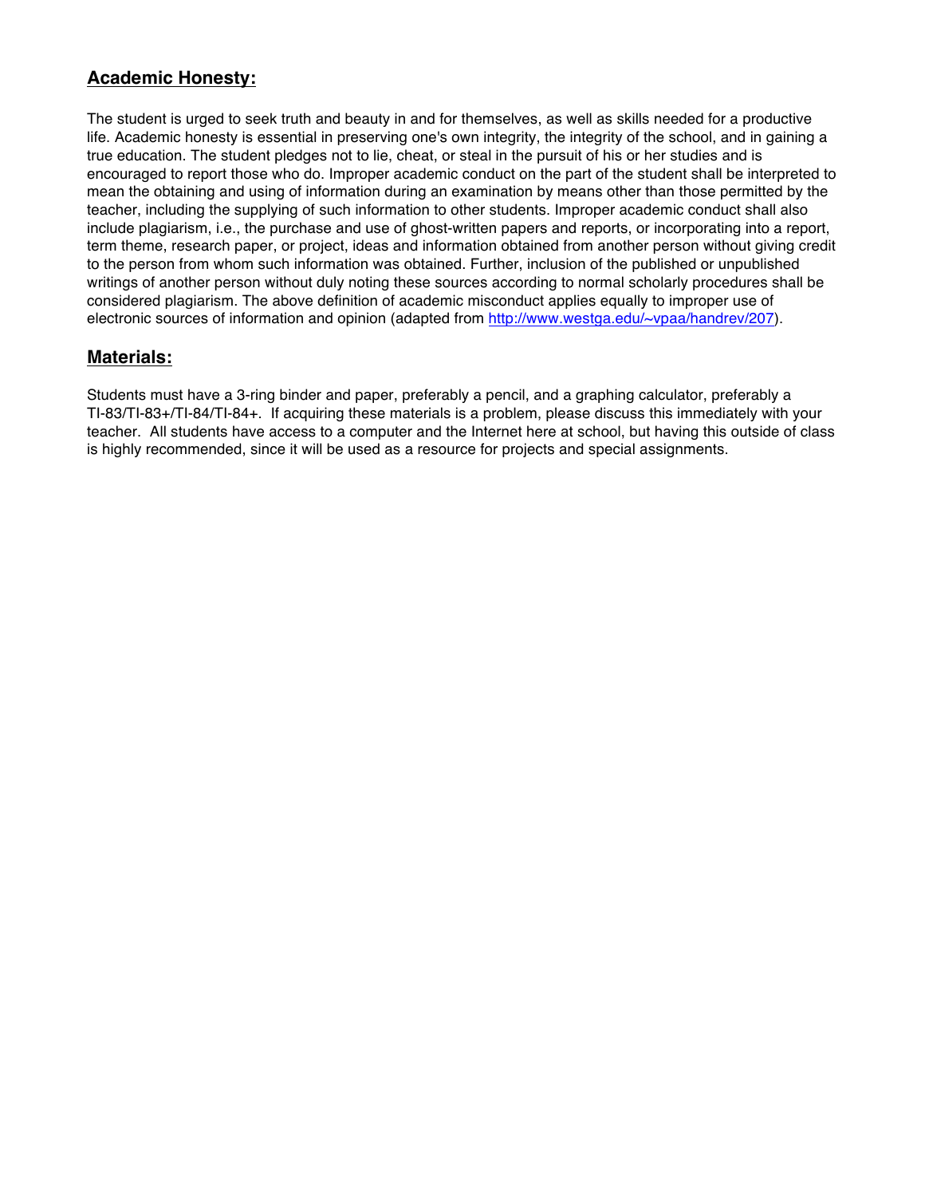## **Academic Honesty:**

The student is urged to seek truth and beauty in and for themselves, as well as skills needed for a productive life. Academic honesty is essential in preserving one's own integrity, the integrity of the school, and in gaining a true education. The student pledges not to lie, cheat, or steal in the pursuit of his or her studies and is encouraged to report those who do. Improper academic conduct on the part of the student shall be interpreted to mean the obtaining and using of information during an examination by means other than those permitted by the teacher, including the supplying of such information to other students. Improper academic conduct shall also include plagiarism, i.e., the purchase and use of ghost-written papers and reports, or incorporating into a report, term theme, research paper, or project, ideas and information obtained from another person without giving credit to the person from whom such information was obtained. Further, inclusion of the published or unpublished writings of another person without duly noting these sources according to normal scholarly procedures shall be considered plagiarism. The above definition of academic misconduct applies equally to improper use of electronic sources of information and opinion (adapted from http://www.westga.edu/~vpaa/handrev/207).

## **Materials:**

Students must have a 3-ring binder and paper, preferably a pencil, and a graphing calculator, preferably a TI-83/TI-83+/TI-84/TI-84+. If acquiring these materials is a problem, please discuss this immediately with your teacher. All students have access to a computer and the Internet here at school, but having this outside of class is highly recommended, since it will be used as a resource for projects and special assignments.